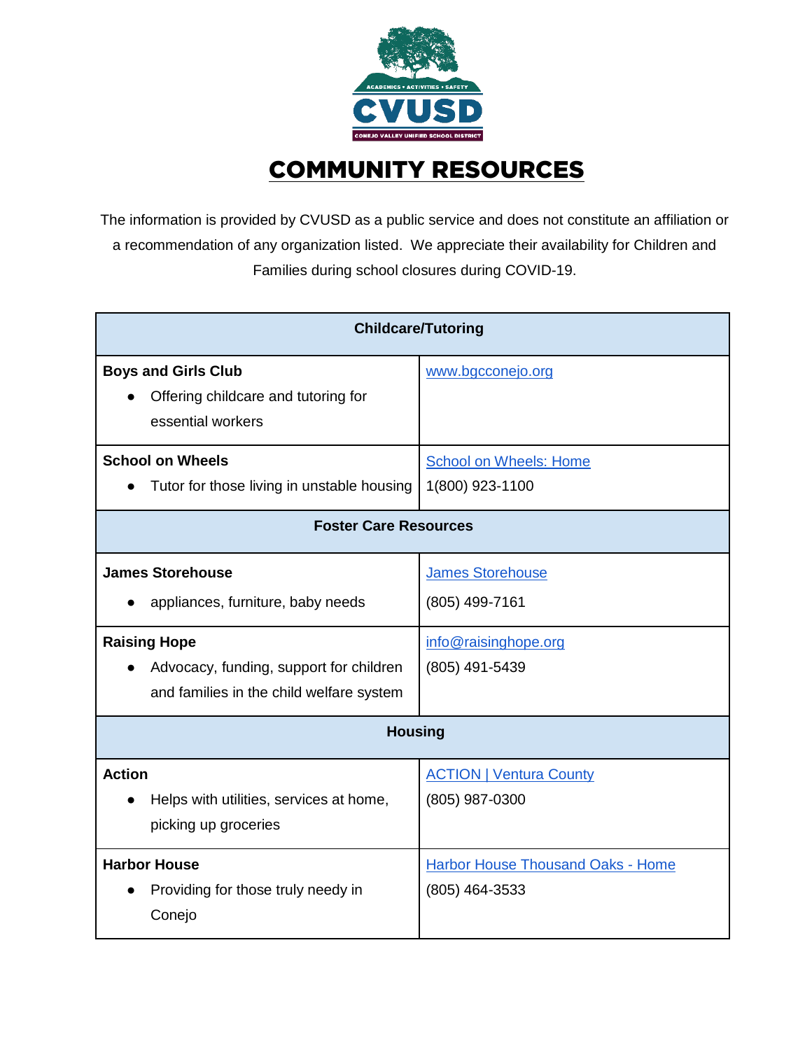# COMMUNITY RESOURCES

The information is provided by CVUSD as a public service and does not constitute an affiliation or a recommendation of any organization listed. We appreciate their availability for Children and Families during school closures during COVID-19.

| **Childcare/Tutoring** | |
|---|---|
| **Boys and Girls Club**<br>• Offering childcare and tutoring for essential workers | www.bgcconejo.org |
| **School on Wheels**<br>• Tutor for those living in unstable housing | School on Wheels: Home<br>1(800) 923-1100 |
| **Foster Care Resources** | |
| **James Storehouse**<br>• appliances, furniture, baby needs | James Storehouse<br>(805) 499-7161 |
| **Raising Hope**<br>• Advocacy, funding, support for children and families in the child welfare system | info@raisinghope.org<br>(805) 491-5439 |
| **Housing** | |
| **Action**<br>• Helps with utilities, services at home, picking up groceries | ACTION \| Ventura County<br>(805) 987-0300 |
| **Harbor House**<br>• Providing for those truly needy in Conejo | Harbor House Thousand Oaks - Home<br>(805) 464-3533 |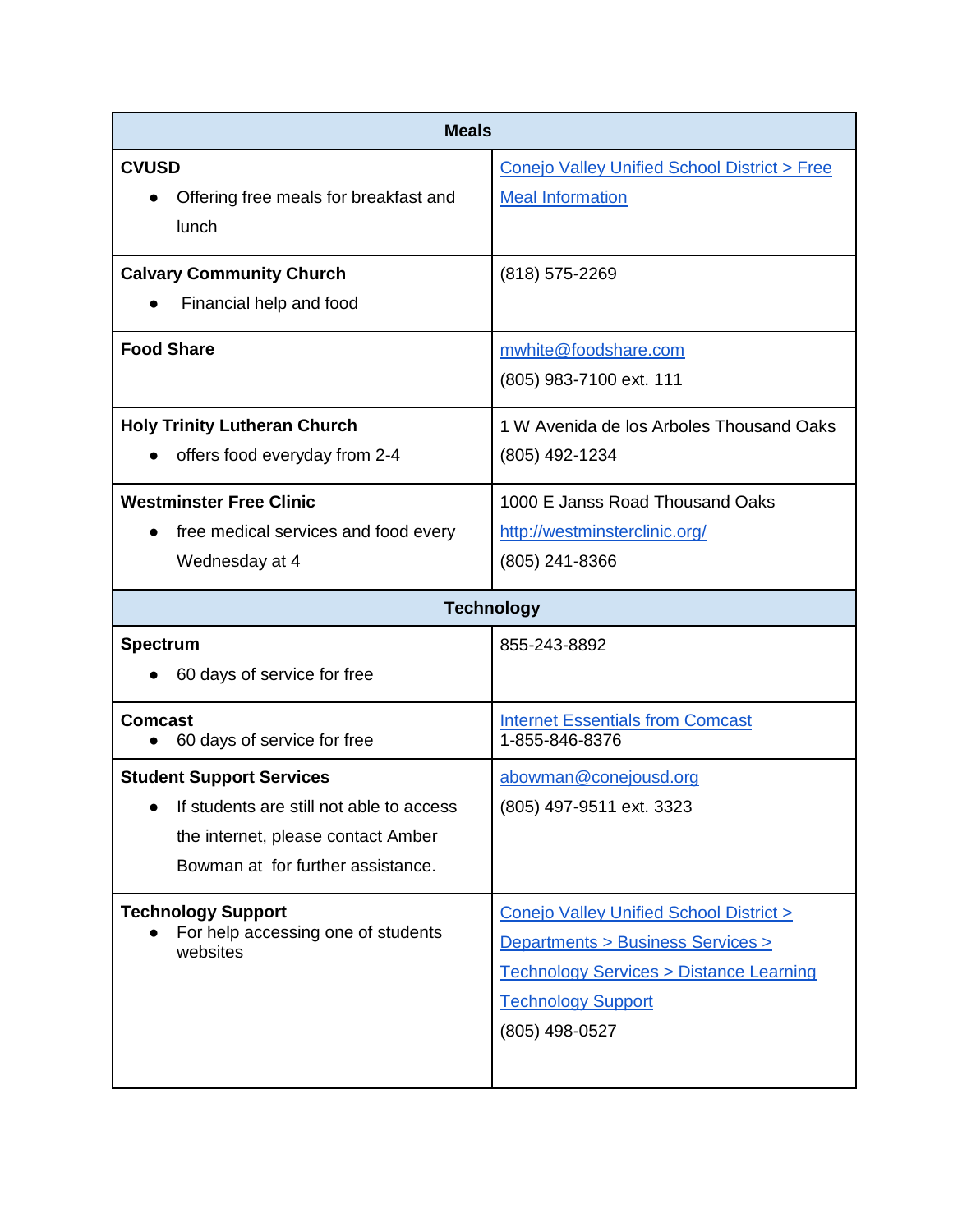| Meals | |
|---|---|
| **CVUSD**<br>● Offering free meals for breakfast and lunch | Conejo Valley Unified School District > Free Meal Information |
| **Calvary Community Church**<br>● Financial help and food | (818) 575-2269 |
| **Food Share** | mwhite@foodshare.com<br>(805) 983-7100 ext. 111 |
| **Holy Trinity Lutheran Church**<br>● offers food everyday from 2-4 | 1 W Avenida de los Arboles Thousand Oaks<br>(805) 492-1234 |
| **Westminster Free Clinic**<br>● free medical services and food every Wednesday at 4 | 1000 E Janss Road Thousand Oaks<br>http://westminsterclinic.org/<br>(805) 241-8366 |
| **Technology** | |
| **Spectrum**<br>● 60 days of service for free | 855-243-8892 |
| **Comcast**<br>● 60 days of service for free | Internet Essentials from Comcast<br>1-855-846-8376 |
| **Student Support Services**<br>● If students are still not able to access the internet, please contact Amber Bowman at for further assistance. | abowman@conejousd.org<br>(805) 497-9511 ext. 3323 |
| **Technology Support**<br>● For help accessing one of students websites | Conejo Valley Unified School District > Departments > Business Services > Technology Services > Distance Learning Technology Support<br>(805) 498-0527 |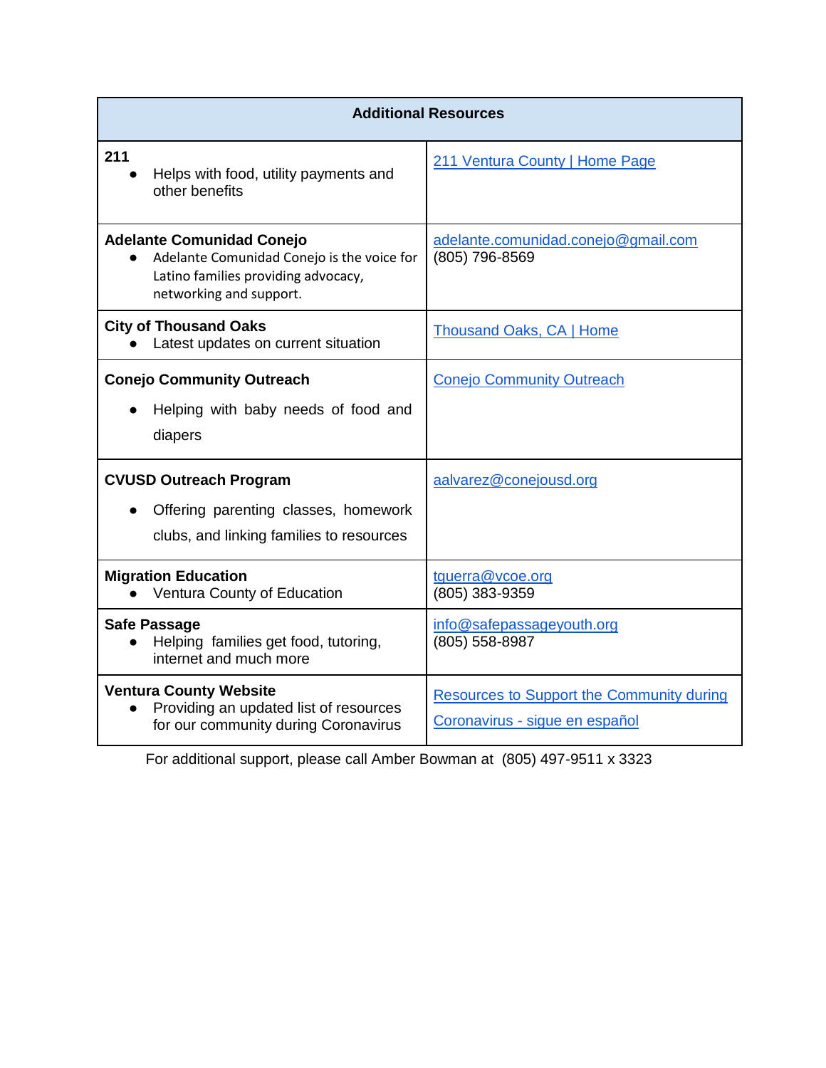| Additional Resources | |
|---|---|
| **211**<br>● Helps with food, utility payments and other benefits | 211 Ventura County \| Home Page |
| **Adelante Comunidad Conejo**<br>● Adelante Comunidad Conejo is the voice for Latino families providing advocacy, networking and support. | adelante.comunidad.conejo@gmail.com<br>(805) 796-8569 |
| **City of Thousand Oaks**<br>● Latest updates on current situation | Thousand Oaks, CA \| Home |
| **Conejo Community Outreach**<br>● Helping with baby needs of food and diapers | Conejo Community Outreach |
| **CVUSD Outreach Program**<br>● Offering parenting classes, homework clubs, and linking families to resources | aalvarez@conejousd.org |
| **Migration Education**<br>● Ventura County of Education | tguerra@vcoe.org<br>(805) 383-9359 |
| **Safe Passage**<br>● Helping families get food, tutoring, internet and much more | info@safepassageyouth.org<br>(805) 558-8987 |
| **Ventura County Website**<br>● Providing an updated list of resources for our community during Coronavirus | Resources to Support the Community during Coronavirus - sigue en español |

For additional support, please call Amber Bowman at (805) 497-9511 x 3323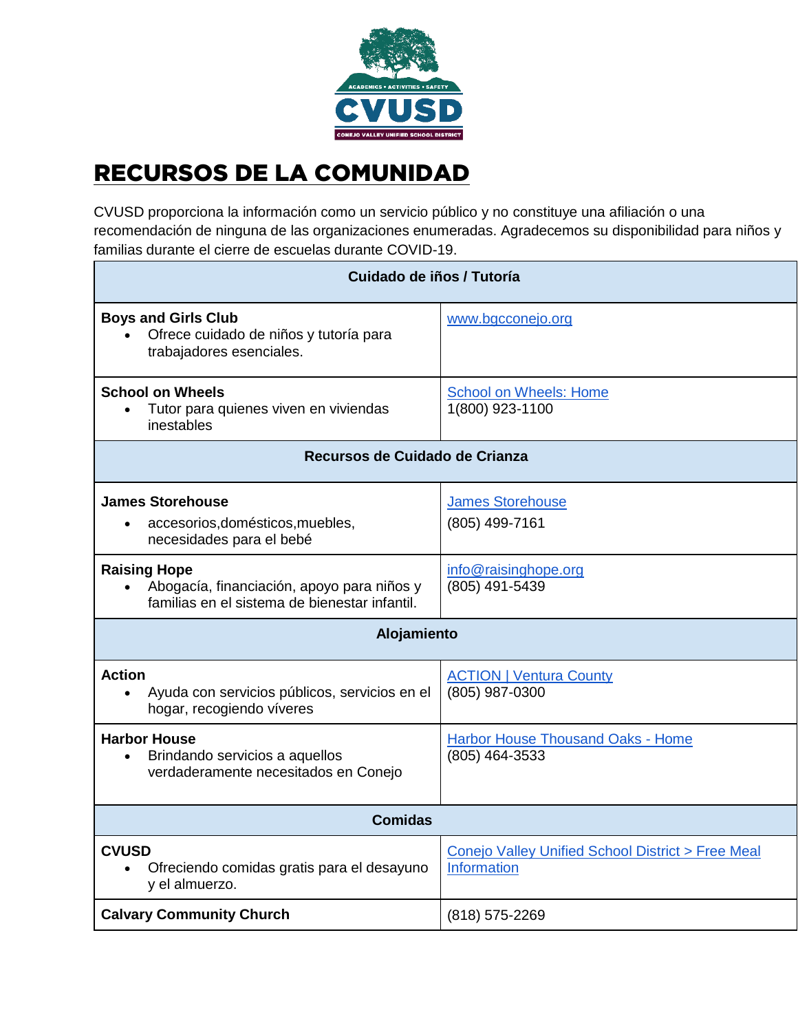# RECURSOS DE LA COMUNIDAD

CVUSD proporciona la información como un servicio público y no constituye una afiliación o una recomendación de ninguna de las organizaciones enumeradas. Agradecemos su disponibilidad para niños y familias durante el cierre de escuelas durante COVID-19.

| Cuidado de iños / Tutoría | |
|---|---|
| **Boys and Girls Club**<br>• Ofrece cuidado de niños y tutoría para trabajadores esenciales. | www.bgcconejo.org |
| **School on Wheels**<br>• Tutor para quienes viven en viviendas inestables | School on Wheels: Home<br>1(800) 923-1100 |
| **Recursos de Cuidado de Crianza** | |
| **James Storehouse**<br>• accesorios,domésticos,muebles, necesidades para el bebé | James Storehouse<br>(805) 499-7161 |
| **Raising Hope**<br>• Abogacía, financiación, apoyo para niños y familias en el sistema de bienestar infantil. | info@raisinghope.org<br>(805) 491-5439 |
| **Alojamiento** | |
| **Action**<br>• Ayuda con servicios públicos, servicios en el hogar, recogiendo víveres | ACTION \| Ventura County<br>(805) 987-0300 |
| **Harbor House**<br>• Brindando servicios a aquellos verdaderamente necesitados en Conejo | Harbor House Thousand Oaks - Home<br>(805) 464-3533 |
| **Comidas** | |
| **CVUSD**<br>• Ofreciendo comidas gratis para el desayuno y el almuerzo. | Conejo Valley Unified School District > Free Meal Information |
| **Calvary Community Church** | (818) 575-2269 |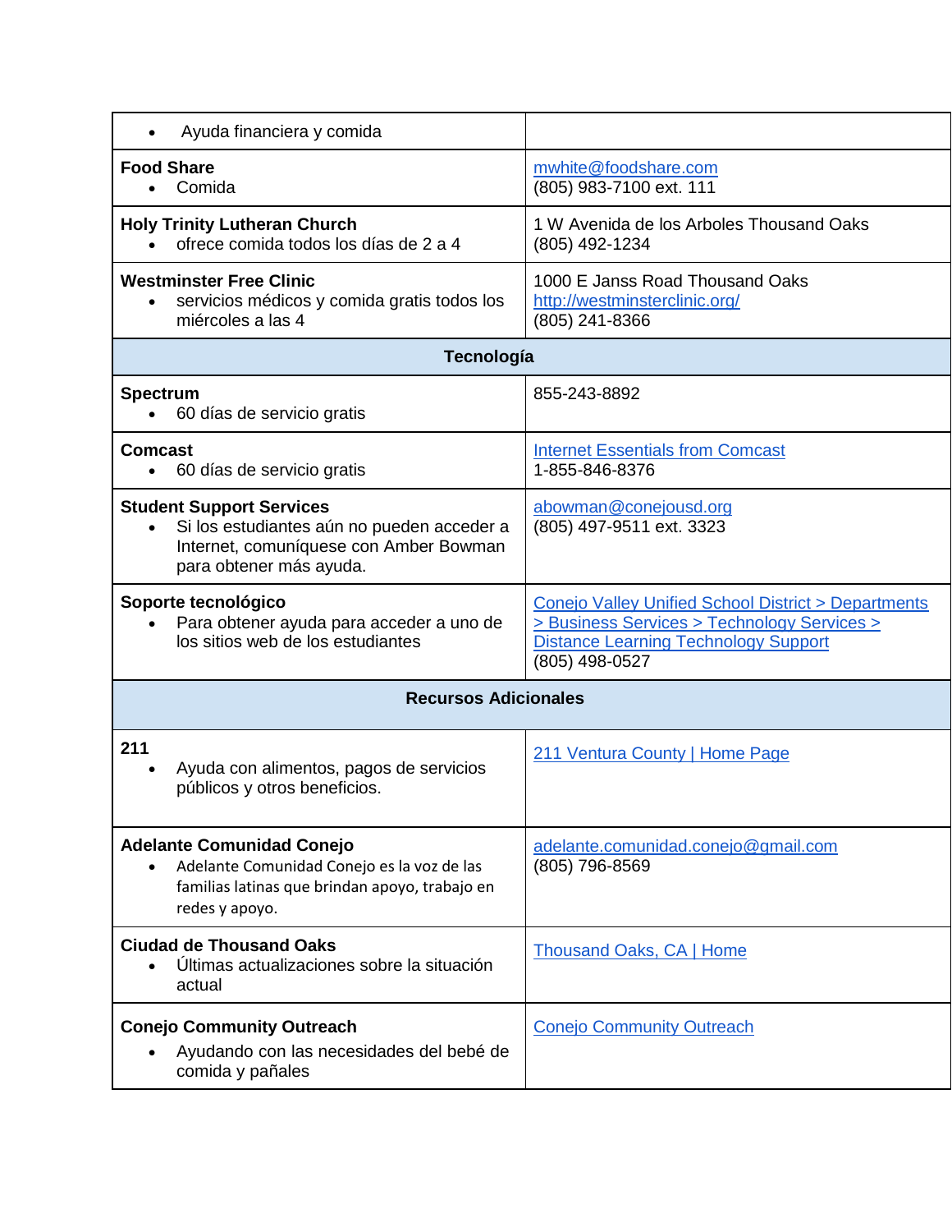| | |
|---|---|
| • Ayuda financiera y comida | |
| **Food Share**<br>• Comida | mwhite@foodshare.com<br>(805) 983-7100 ext. 111 |
| **Holy Trinity Lutheran Church**<br>• ofrece comida todos los días de 2 a 4 | 1 W Avenida de los Arboles Thousand Oaks<br>(805) 492-1234 |
| **Westminster Free Clinic**<br>• servicios médicos y comida gratis todos los miércoles a las 4 | 1000 E Janss Road Thousand Oaks<br>http://westminsterclinic.org/<br>(805) 241-8366 |
| **Tecnología** | |
| **Spectrum**<br>• 60 días de servicio gratis | 855-243-8892 |
| **Comcast**<br>• 60 días de servicio gratis | Internet Essentials from Comcast<br>1-855-846-8376 |
| **Student Support Services**<br>• Si los estudiantes aún no pueden acceder a Internet, comuníquese con Amber Bowman para obtener más ayuda. | abowman@conejousd.org<br>(805) 497-9511 ext. 3323 |
| **Soporte tecnológico**<br>• Para obtener ayuda para acceder a uno de los sitios web de los estudiantes | Conejo Valley Unified School District > Departments > Business Services > Technology Services > Distance Learning Technology Support<br>(805) 498-0527 |
| **Recursos Adicionales** | |
| **211**<br>• Ayuda con alimentos, pagos de servicios públicos y otros beneficios. | 211 Ventura County \| Home Page |
| **Adelante Comunidad Conejo**<br>• Adelante Comunidad Conejo es la voz de las familias latinas que brindan apoyo, trabajo en redes y apoyo. | adelante.comunidad.conejo@gmail.com<br>(805) 796-8569 |
| **Ciudad de Thousand Oaks**<br>• Últimas actualizaciones sobre la situación actual | Thousand Oaks, CA \| Home |
| **Conejo Community Outreach**<br>• Ayudando con las necesidades del bebé de comida y pañales | Conejo Community Outreach |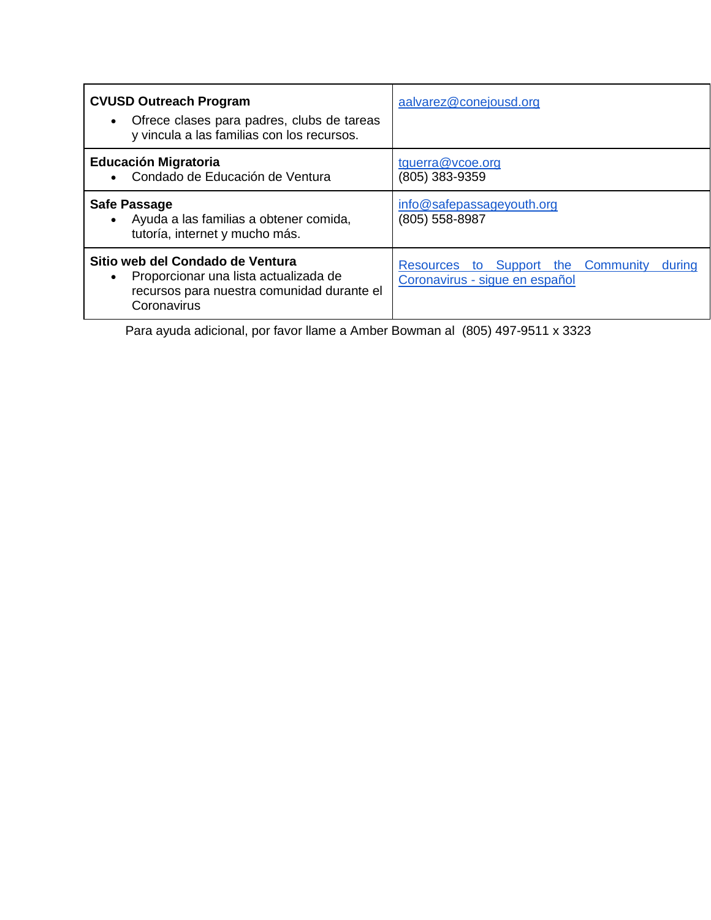| | |
|---|---|
| **CVUSD Outreach Program**<br>• Ofrece clases para padres, clubs de tareas y vincula a las familias con los recursos. | aalvarez@conejousd.org |
| **Educación Migratoria**<br>• Condado de Educación de Ventura | tguerra@vcoe.org<br>(805) 383-9359 |
| **Safe Passage**<br>• Ayuda a las familias a obtener comida, tutoría, internet y mucho más. | info@safepassageyouth.org<br>(805) 558-8987 |
| **Sitio web del Condado de Ventura**<br>• Proporcionar una lista actualizada de recursos para nuestra comunidad durante el Coronavirus | Resources to Support the Community during Coronavirus - sigue en español |

Para ayuda adicional, por favor llame a Amber Bowman al (805) 497-9511 x 3323